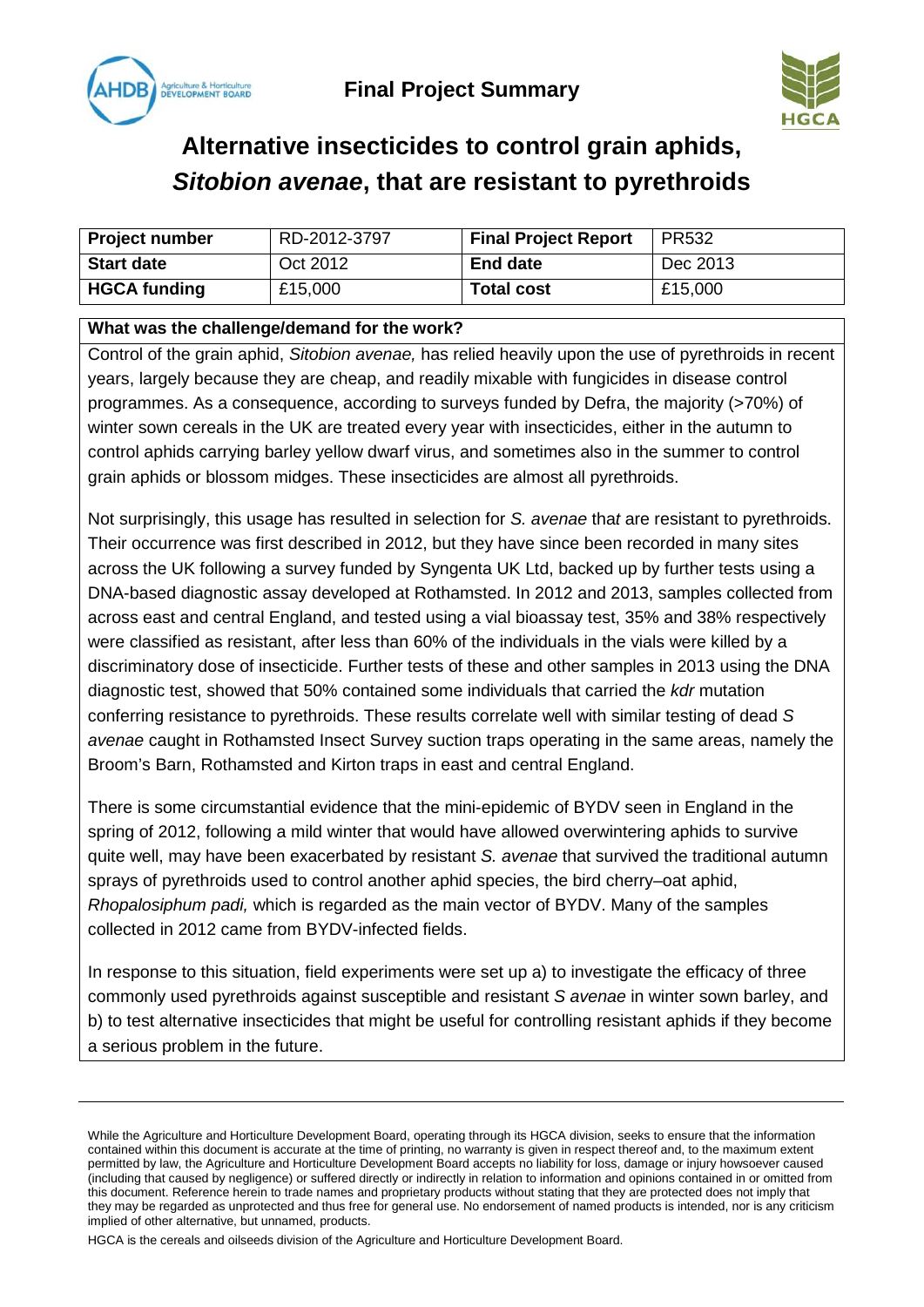Final Project Summary

# Alternative insecticides to control grain aphids, *Sitobion avenae*, that are resistant to pyrethroids

| **Project number** | RD-2012-3797 | **Final Project Report** | PR532 |
|---|---|---|---|
| **Start date** | Oct 2012 | **End date** | Dec 2013 |
| **HGCA funding** | £15,000 | **Total cost** | £15,000 |

**What was the challenge/demand for the work?**

Control of the grain aphid, *Sitobion avenae,* has relied heavily upon the use of pyrethroids in recent years, largely because they are cheap, and readily mixable with fungicides in disease control programmes. As a consequence, according to surveys funded by Defra, the majority (>70%) of winter sown cereals in the UK are treated every year with insecticides, either in the autumn to control aphids carrying barley yellow dwarf virus, and sometimes also in the summer to control grain aphids or blossom midges. These insecticides are almost all pyrethroids.

Not surprisingly, this usage has resulted in selection for *S. avenae* that are resistant to pyrethroids. Their occurrence was first described in 2012, but they have since been recorded in many sites across the UK following a survey funded by Syngenta UK Ltd, backed up by further tests using a DNA-based diagnostic assay developed at Rothamsted. In 2012 and 2013, samples collected from across east and central England, and tested using a vial bioassay test, 35% and 38% respectively were classified as resistant, after less than 60% of the individuals in the vials were killed by a discriminatory dose of insecticide. Further tests of these and other samples in 2013 using the DNA diagnostic test, showed that 50% contained some individuals that carried the *kdr* mutation conferring resistance to pyrethroids. These results correlate well with similar testing of dead *S avenae* caught in Rothamsted Insect Survey suction traps operating in the same areas, namely the Broom's Barn, Rothamsted and Kirton traps in east and central England.

There is some circumstantial evidence that the mini-epidemic of BYDV seen in England in the spring of 2012, following a mild winter that would have allowed overwintering aphids to survive quite well, may have been exacerbated by resistant *S. avenae* that survived the traditional autumn sprays of pyrethroids used to control another aphid species, the bird cherry–oat aphid, *Rhopalosiphum padi,* which is regarded as the main vector of BYDV. Many of the samples collected in 2012 came from BYDV-infected fields.

In response to this situation, field experiments were set up a) to investigate the efficacy of three commonly used pyrethroids against susceptible and resistant *S avenae* in winter sown barley, and b) to test alternative insecticides that might be useful for controlling resistant aphids if they become a serious problem in the future.

---

While the Agriculture and Horticulture Development Board, operating through its HGCA division, seeks to ensure that the information contained within this document is accurate at the time of printing, no warranty is given in respect thereof and, to the maximum extent permitted by law, the Agriculture and Horticulture Development Board accepts no liability for loss, damage or injury howsoever caused (including that caused by negligence) or suffered directly or indirectly in relation to information and opinions contained in or omitted from this document. Reference herein to trade names and proprietary products without stating that they are protected does not imply that they may be regarded as unprotected and thus free for general use. No endorsement of named products is intended, nor is any criticism implied of other alternative, but unnamed, products.

HGCA is the cereals and oilseeds division of the Agriculture and Horticulture Development Board.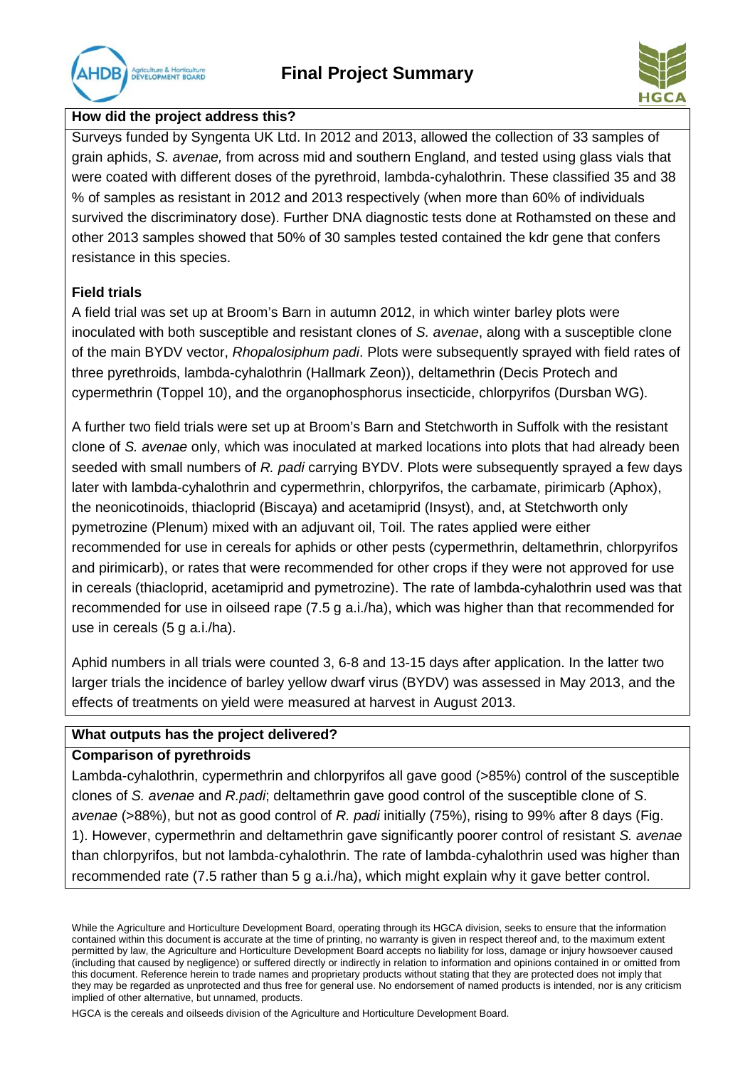**How did the project address this?**

Surveys funded by Syngenta UK Ltd. In 2012 and 2013, allowed the collection of 33 samples of grain aphids, *S. avenae,* from across mid and southern England, and tested using glass vials that were coated with different doses of the pyrethroid, lambda-cyhalothrin. These classified 35 and 38 % of samples as resistant in 2012 and 2013 respectively (when more than 60% of individuals survived the discriminatory dose). Further DNA diagnostic tests done at Rothamsted on these and other 2013 samples showed that 50% of 30 samples tested contained the kdr gene that confers resistance in this species.

**Field trials**

A field trial was set up at Broom's Barn in autumn 2012, in which winter barley plots were inoculated with both susceptible and resistant clones of *S. avenae*, along with a susceptible clone of the main BYDV vector, *Rhopalosiphum padi*. Plots were subsequently sprayed with field rates of three pyrethroids, lambda-cyhalothrin (Hallmark Zeon)), deltamethrin (Decis Protech and cypermethrin (Toppel 10), and the organophosphorus insecticide, chlorpyrifos (Dursban WG).

A further two field trials were set up at Broom's Barn and Stetchworth in Suffolk with the resistant clone of *S. avenae* only, which was inoculated at marked locations into plots that had already been seeded with small numbers of *R. padi* carrying BYDV. Plots were subsequently sprayed a few days later with lambda-cyhalothrin and cypermethrin, chlorpyrifos, the carbamate, pirimicarb (Aphox), the neonicotinoids, thiacloprid (Biscaya) and acetamiprid (Insyst), and, at Stetchworth only pymetrozine (Plenum) mixed with an adjuvant oil, Toil. The rates applied were either recommended for use in cereals for aphids or other pests (cypermethrin, deltamethrin, chlorpyrifos and pirimicarb), or rates that were recommended for other crops if they were not approved for use in cereals (thiacloprid, acetamiprid and pymetrozine). The rate of lambda-cyhalothrin used was that recommended for use in oilseed rape (7.5 g a.i./ha), which was higher than that recommended for use in cereals (5 g a.i./ha).

Aphid numbers in all trials were counted 3, 6-8 and 13-15 days after application. In the latter two larger trials the incidence of barley yellow dwarf virus (BYDV) was assessed in May 2013, and the effects of treatments on yield were measured at harvest in August 2013.

**What outputs has the project delivered?**

**Comparison of pyrethroids**

Lambda-cyhalothrin, cypermethrin and chlorpyrifos all gave good (>85%) control of the susceptible clones of *S. avenae* and *R.padi*; deltamethrin gave good control of the susceptible clone of *S. avenae* (>88%), but not as good control of *R. padi* initially (75%), rising to 99% after 8 days (Fig. 1). However, cypermethrin and deltamethrin gave significantly poorer control of resistant *S. avenae* than chlorpyrifos, but not lambda-cyhalothrin. The rate of lambda-cyhalothrin used was higher than recommended rate (7.5 rather than 5 g a.i./ha), which might explain why it gave better control.

While the Agriculture and Horticulture Development Board, operating through its HGCA division, seeks to ensure that the information contained within this document is accurate at the time of printing, no warranty is given in respect thereof and, to the maximum extent permitted by law, the Agriculture and Horticulture Development Board accepts no liability for loss, damage or injury howsoever caused (including that caused by negligence) or suffered directly or indirectly in relation to information and opinions contained in or omitted from this document. Reference herein to trade names and proprietary products without stating that they are protected does not imply that they may be regarded as unprotected and thus free for general use. No endorsement of named products is intended, nor is any criticism implied of other alternative, but unnamed, products.

HGCA is the cereals and oilseeds division of the Agriculture and Horticulture Development Board.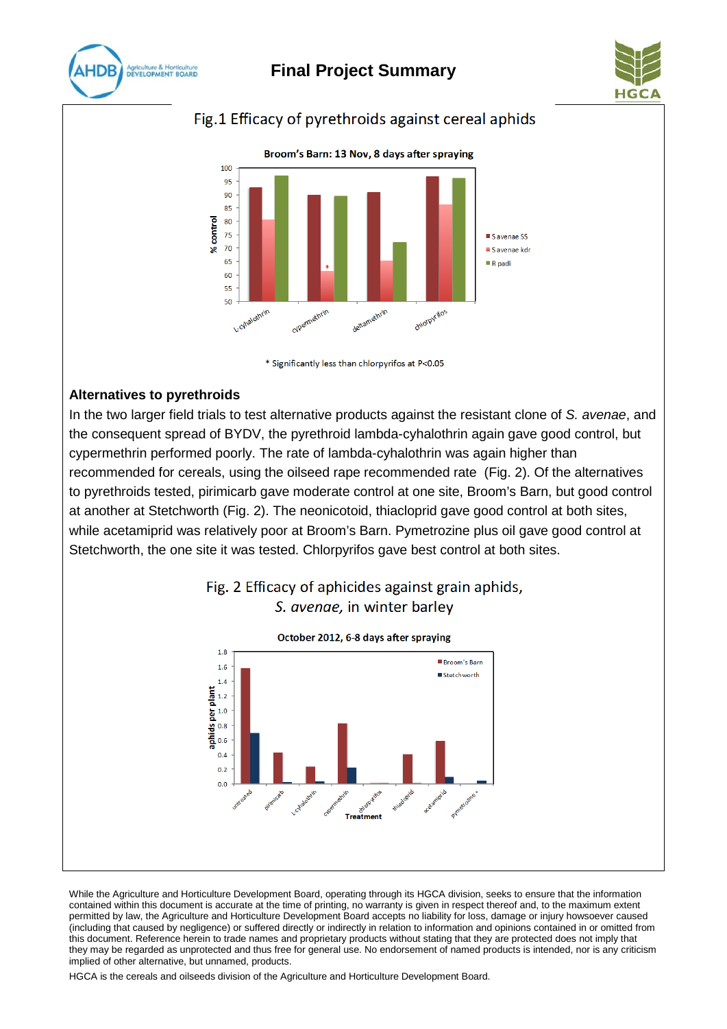Fig.1 Efficacy of pyrethroids against cereal aphids

Broom's Barn: 13 Nov, 8 days after spraying

\* Significantly less than chlorpyrifos at P<0.05

**Alternatives to pyrethroids**

In the two larger field trials to test alternative products against the resistant clone of *S. avenae*, and the consequent spread of BYDV, the pyrethroid lambda-cyhalothrin again gave good control, but cypermethrin performed poorly. The rate of lambda-cyhalothrin was again higher than recommended for cereals, using the oilseed rape recommended rate (Fig. 2). Of the alternatives to pyrethroids tested, pirimicarb gave moderate control at one site, Broom's Barn, but good control at another at Stetchworth (Fig. 2). The neonicotoid, thiacloprid gave good control at both sites, while acetamiprid was relatively poor at Broom's Barn. Pymetrozine plus oil gave good control at Stetchworth, the one site it was tested. Chlorpyrifos gave best control at both sites.

Fig. 2 Efficacy of aphicides against grain aphids, *S. avenae,* in winter barley

October 2012, 6-8 days after spraying

While the Agriculture and Horticulture Development Board, operating through its HGCA division, seeks to ensure that the information contained within this document is accurate at the time of printing, no warranty is given in respect thereof and, to the maximum extent permitted by law, the Agriculture and Horticulture Development Board accepts no liability for loss, damage or injury howsoever caused (including that caused by negligence) or suffered directly or indirectly in relation to information and opinions contained in or omitted from this document. Reference herein to trade names and proprietary products without stating that they are protected does not imply that they may be regarded as unprotected and thus free for general use. No endorsement of named products is intended, nor is any criticism implied of other alternative, but unnamed, products.

HGCA is the cereals and oilseeds division of the Agriculture and Horticulture Development Board.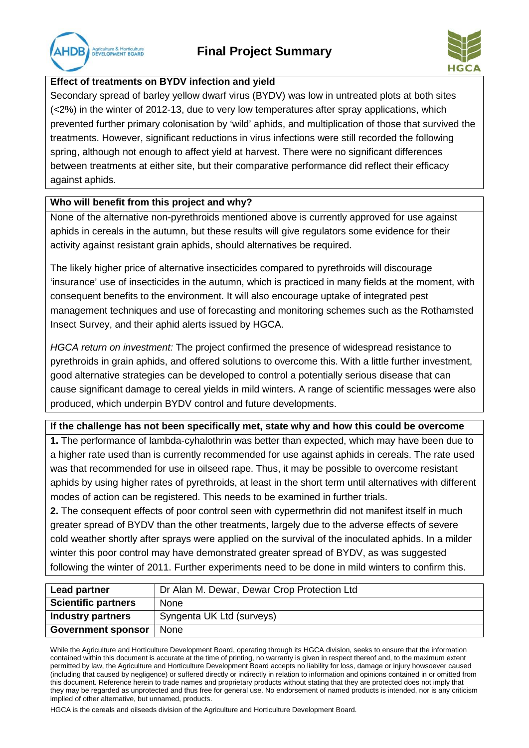# Final Project Summary

## Effect of treatments on BYDV infection and yield

Secondary spread of barley yellow dwarf virus (BYDV) was low in untreated plots at both sites (<2%) in the winter of 2012-13, due to very low temperatures after spray applications, which prevented further primary colonisation by 'wild' aphids, and multiplication of those that survived the treatments. However, significant reductions in virus infections were still recorded the following spring, although not enough to affect yield at harvest. There were no significant differences between treatments at either site, but their comparative performance did reflect their efficacy against aphids.

## Who will benefit from this project and why?

None of the alternative non-pyrethroids mentioned above is currently approved for use against aphids in cereals in the autumn, but these results will give regulators some evidence for their activity against resistant grain aphids, should alternatives be required.

The likely higher price of alternative insecticides compared to pyrethroids will discourage 'insurance' use of insecticides in the autumn, which is practiced in many fields at the moment, with consequent benefits to the environment. It will also encourage uptake of integrated pest management techniques and use of forecasting and monitoring schemes such as the Rothamsted Insect Survey, and their aphid alerts issued by HGCA.

*HGCA return on investment:* The project confirmed the presence of widespread resistance to pyrethroids in grain aphids, and offered solutions to overcome this. With a little further investment, good alternative strategies can be developed to control a potentially serious disease that can cause significant damage to cereal yields in mild winters. A range of scientific messages were also produced, which underpin BYDV control and future developments.

## If the challenge has not been specifically met, state why and how this could be overcome

**1.** The performance of lambda-cyhalothrin was better than expected, which may have been due to a higher rate used than is currently recommended for use against aphids in cereals. The rate used was that recommended for use in oilseed rape. Thus, it may be possible to overcome resistant aphids by using higher rates of pyrethroids, at least in the short term until alternatives with different modes of action can be registered. This needs to be examined in further trials.

**2.** The consequent effects of poor control seen with cypermethrin did not manifest itself in much greater spread of BYDV than the other treatments, largely due to the adverse effects of severe cold weather shortly after sprays were applied on the survival of the inoculated aphids. In a milder winter this poor control may have demonstrated greater spread of BYDV, as was suggested following the winter of 2011. Further experiments need to be done in mild winters to confirm this.

| | |
|---|---|
| **Lead partner** | Dr Alan M. Dewar, Dewar Crop Protection Ltd |
| **Scientific partners** | None |
| **Industry partners** | Syngenta UK Ltd (surveys) |
| **Government sponsor** | None |

While the Agriculture and Horticulture Development Board, operating through its HGCA division, seeks to ensure that the information contained within this document is accurate at the time of printing, no warranty is given in respect thereof and, to the maximum extent permitted by law, the Agriculture and Horticulture Development Board accepts no liability for loss, damage or injury howsoever caused (including that caused by negligence) or suffered directly or indirectly in relation to information and opinions contained in or omitted from this document. Reference herein to trade names and proprietary products without stating that they are protected does not imply that they may be regarded as unprotected and thus free for general use. No endorsement of named products is intended, nor is any criticism implied of other alternative, but unnamed, products.

HGCA is the cereals and oilseeds division of the Agriculture and Horticulture Development Board.